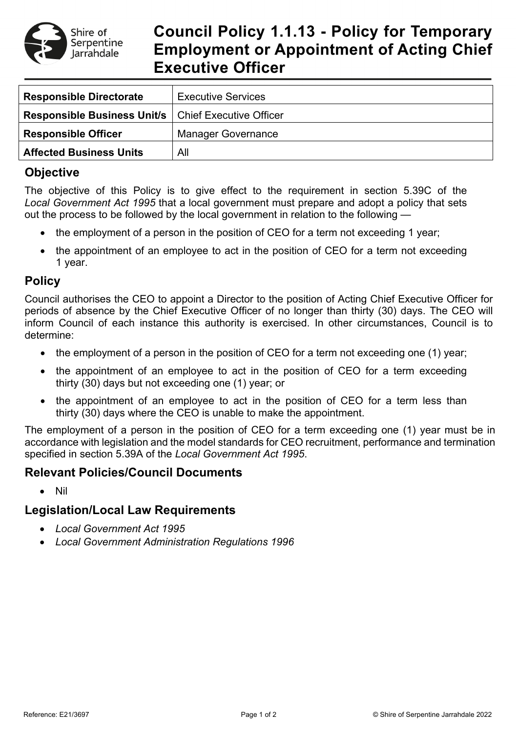# Council Policy 1.1.13 - Policy for Temporary Employment or Appointment of Acting Chief Executive Officer

| **Responsible Directorate** | Executive Services |
| --- | --- |
| **Responsible Business Unit/s** | Chief Executive Officer |
| **Responsible Officer** | Manager Governance |
| **Affected Business Units** | All |

## Objective

The objective of this Policy is to give effect to the requirement in section 5.39C of the *Local Government Act 1995* that a local government must prepare and adopt a policy that sets out the process to be followed by the local government in relation to the following —

- the employment of a person in the position of CEO for a term not exceeding 1 year;
- the appointment of an employee to act in the position of CEO for a term not exceeding 1 year.

## Policy

Council authorises the CEO to appoint a Director to the position of Acting Chief Executive Officer for periods of absence by the Chief Executive Officer of no longer than thirty (30) days. The CEO will inform Council of each instance this authority is exercised. In other circumstances, Council is to determine:

- the employment of a person in the position of CEO for a term not exceeding one (1) year;
- the appointment of an employee to act in the position of CEO for a term exceeding thirty (30) days but not exceeding one (1) year; or
- the appointment of an employee to act in the position of CEO for a term less than thirty (30) days where the CEO is unable to make the appointment.

The employment of a person in the position of CEO for a term exceeding one (1) year must be in accordance with legislation and the model standards for CEO recruitment, performance and termination specified in section 5.39A of the *Local Government Act 1995*.

## Relevant Policies/Council Documents

- Nil

## Legislation/Local Law Requirements

- *Local Government Act 1995*
- *Local Government Administration Regulations 1996*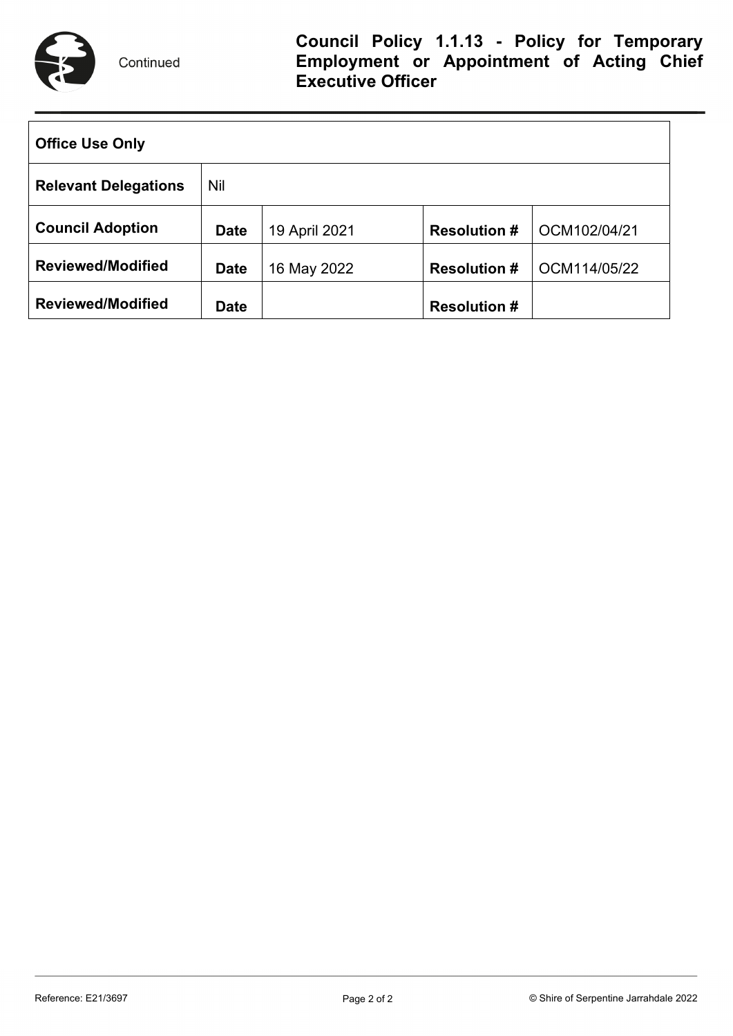| Office Use Only | | | | |
|---|---|---|---|---|
| **Relevant Delegations** | Nil | | | |
| **Council Adoption** | **Date** | 19 April 2021 | **Resolution #** | OCM102/04/21 |
| **Reviewed/Modified** | **Date** | 16 May 2022 | **Resolution #** | OCM114/05/22 |
| **Reviewed/Modified** | **Date** | | **Resolution #** | |

Reference: E21/3697

© Shire of Serpentine Jarrahdale 2022